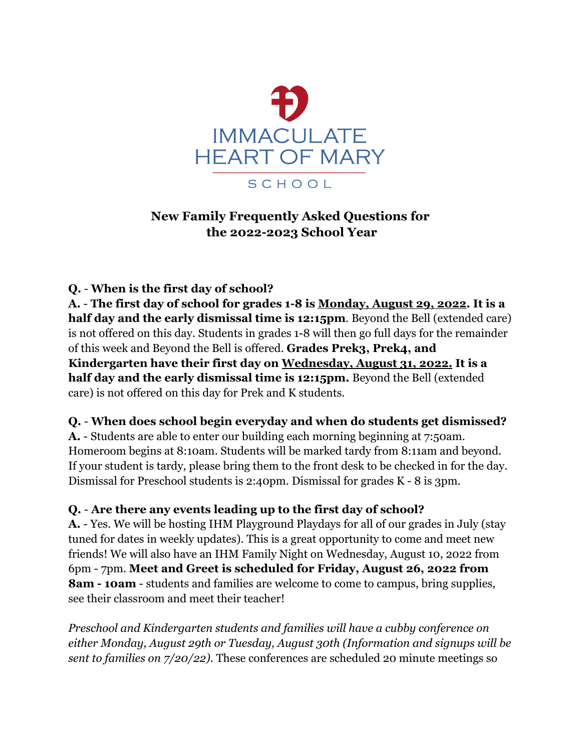IMMACULATE HEART OF MARY

SCHOOL

# New Family Frequently Asked Questions for the 2022-2023 School Year

**Q. - When is the first day of school?**

**A. - The first day of school for grades 1-8 is Monday, August 29, 2022. It is a half day and the early dismissal time is 12:15pm**. Beyond the Bell (extended care) is not offered on this day. Students in grades 1-8 will then go full days for the remainder of this week and Beyond the Bell is offered. **Grades Prek3, Prek4, and Kindergarten have their first day on Wednesday, August 31, 2022. It is a half day and the early dismissal time is 12:15pm.** Beyond the Bell (extended care) is not offered on this day for Prek and K students.

**Q. - When does school begin everyday and when do students get dismissed?**

**A.** - Students are able to enter our building each morning beginning at 7:50am. Homeroom begins at 8:10am. Students will be marked tardy from 8:11am and beyond. If your student is tardy, please bring them to the front desk to be checked in for the day. Dismissal for Preschool students is 2:40pm. Dismissal for grades K - 8 is 3pm.

**Q. - Are there any events leading up to the first day of school?**

**A.** - Yes. We will be hosting IHM Playground Playdays for all of our grades in July (stay tuned for dates in weekly updates). This is a great opportunity to come and meet new friends! We will also have an IHM Family Night on Wednesday, August 10, 2022 from 6pm - 7pm. **Meet and Greet is scheduled for Friday, August 26, 2022 from 8am - 10am** - students and families are welcome to come to campus, bring supplies, see their classroom and meet their teacher!

*Preschool and Kindergarten students and families will have a cubby conference on either Monday, August 29th or Tuesday, August 30th (Information and signups will be sent to families on 7/20/22)*. These conferences are scheduled 20 minute meetings so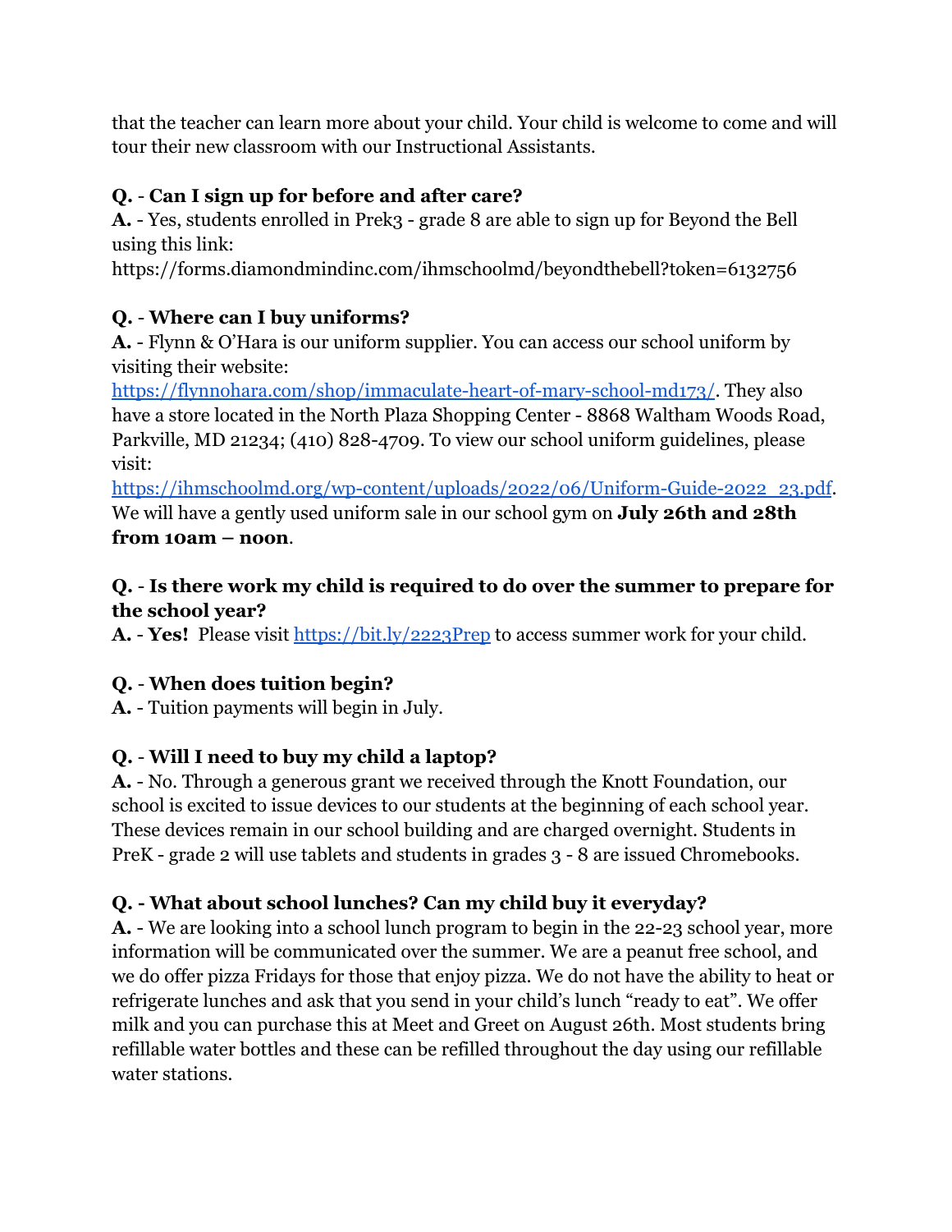that the teacher can learn more about your child. Your child is welcome to come and will tour their new classroom with our Instructional Assistants.

**Q.** - **Can I sign up for before and after care?**
**A.** - Yes, students enrolled in Prek3 - grade 8 are able to sign up for Beyond the Bell using this link:
https://forms.diamondmindinc.com/ihmschoolmd/beyondthebell?token=6132756

**Q.** - **Where can I buy uniforms?**
**A.** - Flynn & O'Hara is our uniform supplier. You can access our school uniform by visiting their website:
https://flynnohara.com/shop/immaculate-heart-of-mary-school-md173/. They also have a store located in the North Plaza Shopping Center - 8868 Waltham Woods Road, Parkville, MD 21234; (410) 828-4709. To view our school uniform guidelines, please visit:
https://ihmschoolmd.org/wp-content/uploads/2022/06/Uniform-Guide-2022_23.pdf.
We will have a gently used uniform sale in our school gym on **July 26th and 28th from 10am – noon**.

**Q.** - **Is there work my child is required to do over the summer to prepare for the school year?**
**A.** - **Yes!** Please visit https://bit.ly/2223Prep to access summer work for your child.

**Q.** - **When does tuition begin?**
**A.** - Tuition payments will begin in July.

**Q.** - **Will I need to buy my child a laptop?**
**A.** - No. Through a generous grant we received through the Knott Foundation, our school is excited to issue devices to our students at the beginning of each school year. These devices remain in our school building and are charged overnight. Students in PreK - grade 2 will use tablets and students in grades 3 - 8 are issued Chromebooks.

**Q. - What about school lunches? Can my child buy it everyday?**
**A.** - We are looking into a school lunch program to begin in the 22-23 school year, more information will be communicated over the summer. We are a peanut free school, and we do offer pizza Fridays for those that enjoy pizza. We do not have the ability to heat or refrigerate lunches and ask that you send in your child's lunch "ready to eat". We offer milk and you can purchase this at Meet and Greet on August 26th. Most students bring refillable water bottles and these can be refilled throughout the day using our refillable water stations.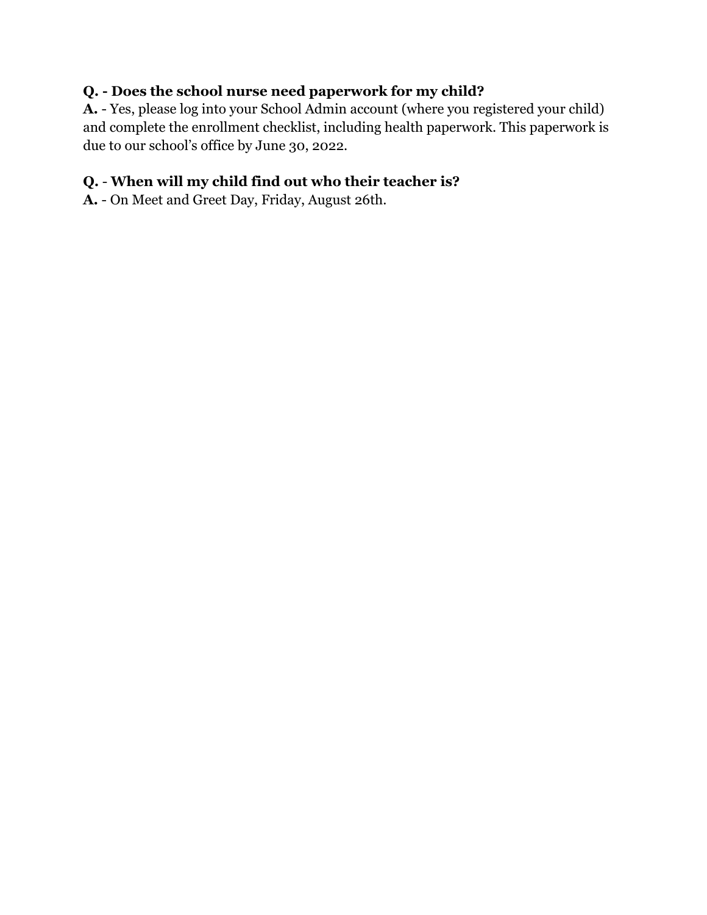**Q. - Does the school nurse need paperwork for my child?**
**A.** - Yes, please log into your School Admin account (where you registered your child) and complete the enrollment checklist, including health paperwork. This paperwork is due to our school's office by June 30, 2022.

**Q.** - **When will my child find out who their teacher is?**
**A.** - On Meet and Greet Day, Friday, August 26th.